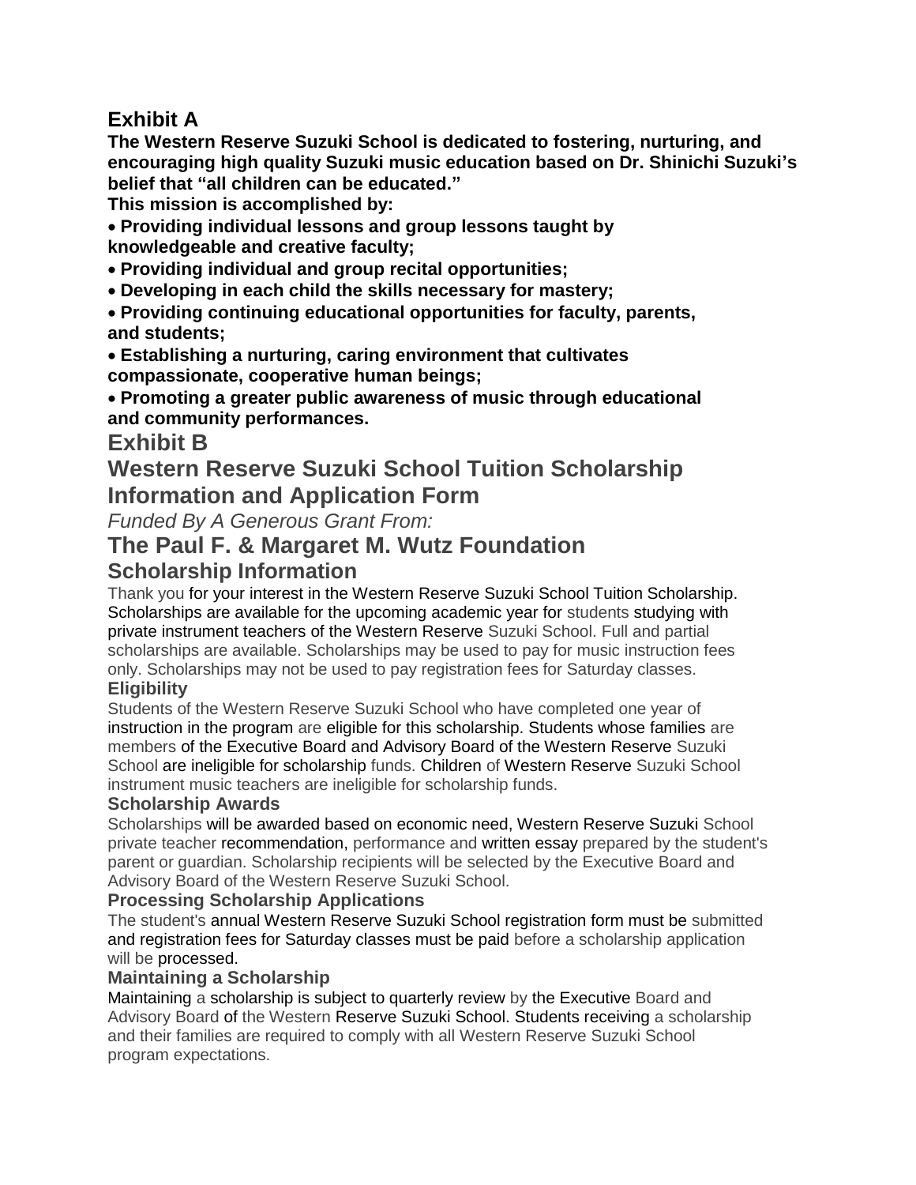## Exhibit A

**The Western Reserve Suzuki School is dedicated to fostering, nurturing, and encouraging high quality Suzuki music education based on Dr. Shinichi Suzuki's belief that "all children can be educated."**

**This mission is accomplished by:**

- **Providing individual lessons and group lessons taught by knowledgeable and creative faculty;**
- **Providing individual and group recital opportunities;**
- **Developing in each child the skills necessary for mastery;**
- **Providing continuing educational opportunities for faculty, parents, and students;**
- **Establishing a nurturing, caring environment that cultivates compassionate, cooperative human beings;**
- **Promoting a greater public awareness of music through educational and community performances.**

## Exhibit B

## Western Reserve Suzuki School Tuition Scholarship Information and Application Form

*Funded By A Generous Grant From:*

## The Paul F. & Margaret M. Wutz Foundation

## Scholarship Information

Thank you for your interest in the Western Reserve Suzuki School Tuition Scholarship. Scholarships are available for the upcoming academic year for students studying with private instrument teachers of the Western Reserve Suzuki School. Full and partial scholarships are available. Scholarships may be used to pay for music instruction fees only. Scholarships may not be used to pay registration fees for Saturday classes.

### Eligibility

Students of the Western Reserve Suzuki School who have completed one year of instruction in the program are eligible for this scholarship. Students whose families are members of the Executive Board and Advisory Board of the Western Reserve Suzuki School are ineligible for scholarship funds. Children of Western Reserve Suzuki School instrument music teachers are ineligible for scholarship funds.

### Scholarship Awards

Scholarships will be awarded based on economic need, Western Reserve Suzuki School private teacher recommendation, performance and written essay prepared by the student's parent or guardian. Scholarship recipients will be selected by the Executive Board and Advisory Board of the Western Reserve Suzuki School.

### Processing Scholarship Applications

The student's annual Western Reserve Suzuki School registration form must be submitted and registration fees for Saturday classes must be paid before a scholarship application will be processed.

### Maintaining a Scholarship

Maintaining a scholarship is subject to quarterly review by the Executive Board and Advisory Board of the Western Reserve Suzuki School. Students receiving a scholarship and their families are required to comply with all Western Reserve Suzuki School program expectations.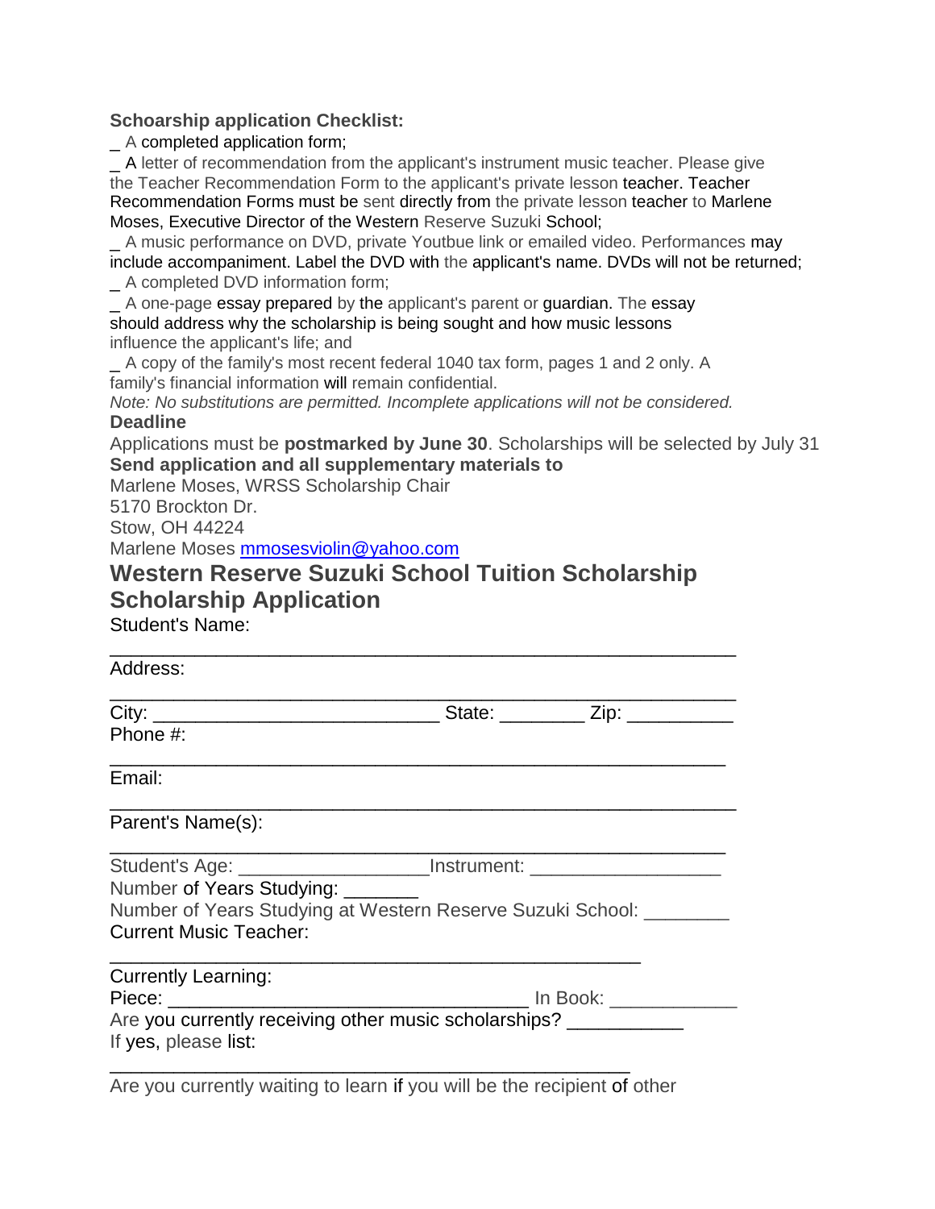**Schoarship application Checklist:**

_ A completed application form;

_ A letter of recommendation from the applicant's instrument music teacher. Please give the Teacher Recommendation Form to the applicant's private lesson teacher. Teacher Recommendation Forms must be sent directly from the private lesson teacher to Marlene Moses, Executive Director of the Western Reserve Suzuki School;

_ A music performance on DVD, private Youtbue link or emailed video. Performances may include accompaniment. Label the DVD with the applicant's name. DVDs will not be returned;

_ A completed DVD information form;

_ A one-page essay prepared by the applicant's parent or guardian. The essay should address why the scholarship is being sought and how music lessons influence the applicant's life; and

_ A copy of the family's most recent federal 1040 tax form, pages 1 and 2 only. A family's financial information will remain confidential.

*Note: No substitutions are permitted. Incomplete applications will not be considered.*

**Deadline**

Applications must be **postmarked by June 30**. Scholarships will be selected by July 31

**Send application and all supplementary materials to**

Marlene Moses, WRSS Scholarship Chair
5170 Brockton Dr.
Stow, OH 44224
Marlene Moses mmosesviolin@yahoo.com

## Western Reserve Suzuki School Tuition Scholarship Scholarship Application

Student's Name: ____________________________________________________

Address: ____________________________________________________

City: __________________________ State: ________ Zip: __________

Phone #: ____________________________________________________

Email: ____________________________________________________

Parent's Name(s): ____________________________________________________

Student's Age: _________________Instrument: _________________

Number of Years Studying: _______

Number of Years Studying at Western Reserve Suzuki School: ________

Current Music Teacher: ____________________________________________

Currently Learning:

Piece: _________________________________ In Book: ____________

Are you currently receiving other music scholarships? ___________

If yes, please list: ____________________________________________

Are you currently waiting to learn if you will be the recipient of other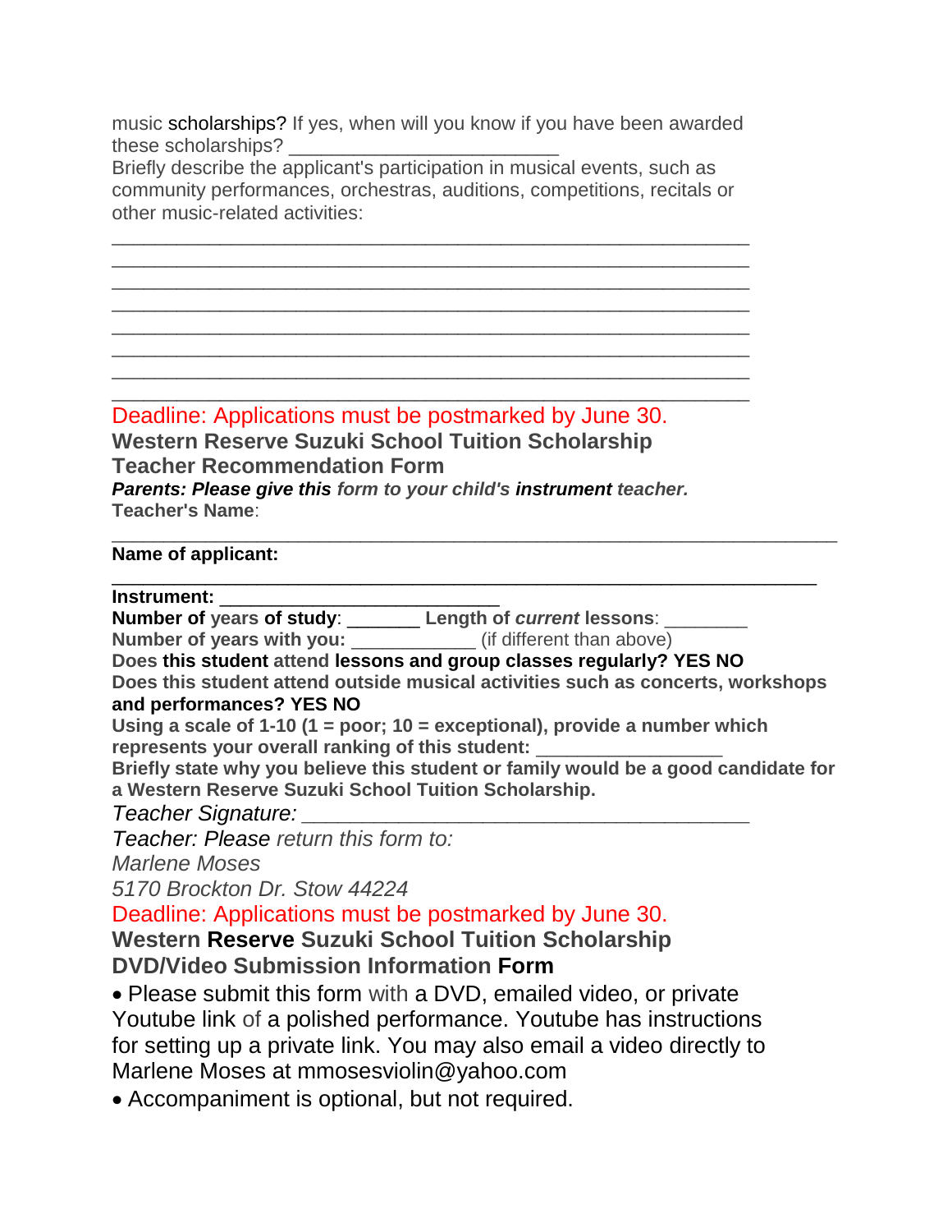music scholarships? If yes, when will you know if you have been awarded these scholarships? ________________________

Briefly describe the applicant's participation in musical events, such as community performances, orchestras, auditions, competitions, recitals or other music-related activities:

_________________________________________________________
_________________________________________________________
_________________________________________________________
_________________________________________________________
_________________________________________________________
_________________________________________________________
_________________________________________________________
_________________________________________________________

Deadline: Applications must be postmarked by June 30.

## Western Reserve Suzuki School Tuition Scholarship
## Teacher Recommendation Form

***Parents: Please give this form to your child's instrument teacher.***

**Teacher's Name**:

_________________________________________________________________

**Name of applicant:**

_______________________________________________________________

**Instrument:** _________________________

**Number of years of study**: _______ **Length of *current* lessons**: ________

**Number of years with you:** ____________ (if different than above)

**Does this student attend lessons and group classes regularly? YES NO**

**Does this student attend outside musical activities such as concerts, workshops and performances? YES NO**

**Using a scale of 1-10 (1 = poor; 10 = exceptional), provide a number which represents your overall ranking of this student:** _________________

**Briefly state why you believe this student or family would be a good candidate for a Western Reserve Suzuki School Tuition Scholarship.**

*Teacher Signature:* ________________________________________

*Teacher: Please return this form to:*

*Marlene Moses*

*5170 Brockton Dr. Stow 44224*

Deadline: Applications must be postmarked by June 30.

## Western Reserve Suzuki School Tuition Scholarship
## DVD/Video Submission Information Form

- Please submit this form with a DVD, emailed video, or private Youtube link of a polished performance. Youtube has instructions for setting up a private link. You may also email a video directly to Marlene Moses at mmosesviolin@yahoo.com
- Accompaniment is optional, but not required.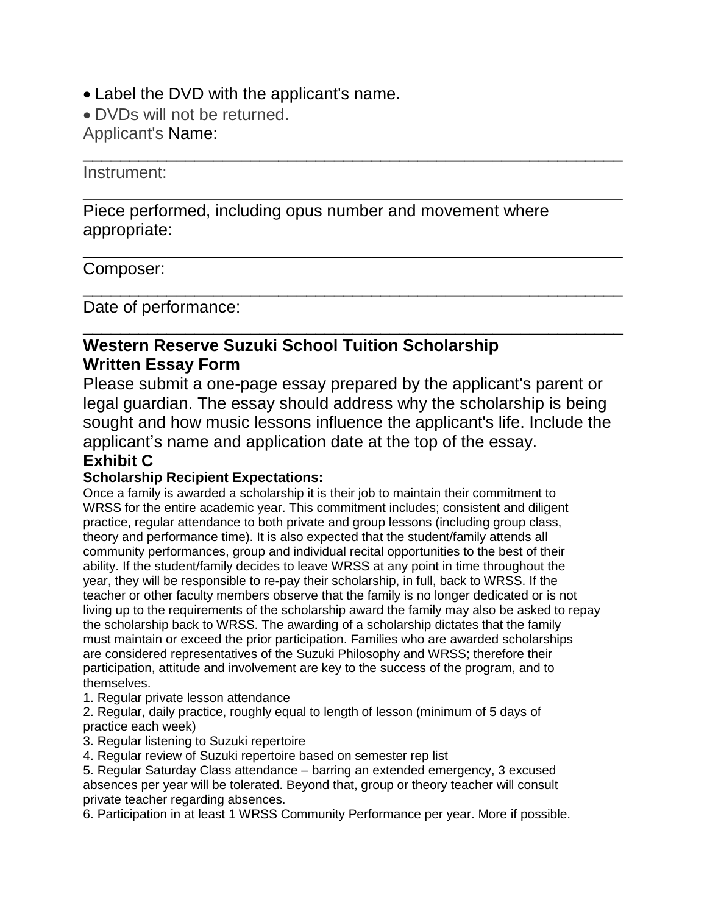- Label the DVD with the applicant's name.
- DVDs will not be returned.

Applicant's Name: ______________________________________________

Instrument: ______________________________________________

Piece performed, including opus number and movement where appropriate: ______________________________________________

Composer: ______________________________________________

Date of performance: ______________________________________________

## Western Reserve Suzuki School Tuition Scholarship Written Essay Form

Please submit a one-page essay prepared by the applicant's parent or legal guardian. The essay should address why the scholarship is being sought and how music lessons influence the applicant's life. Include the applicant's name and application date at the top of the essay.

## Exhibit C

### Scholarship Recipient Expectations:

Once a family is awarded a scholarship it is their job to maintain their commitment to WRSS for the entire academic year. This commitment includes; consistent and diligent practice, regular attendance to both private and group lessons (including group class, theory and performance time). It is also expected that the student/family attends all community performances, group and individual recital opportunities to the best of their ability. If the student/family decides to leave WRSS at any point in time throughout the year, they will be responsible to re-pay their scholarship, in full, back to WRSS. If the teacher or other faculty members observe that the family is no longer dedicated or is not living up to the requirements of the scholarship award the family may also be asked to repay the scholarship back to WRSS. The awarding of a scholarship dictates that the family must maintain or exceed the prior participation. Families who are awarded scholarships are considered representatives of the Suzuki Philosophy and WRSS; therefore their participation, attitude and involvement are key to the success of the program, and to themselves.

1. Regular private lesson attendance
2. Regular, daily practice, roughly equal to length of lesson (minimum of 5 days of practice each week)
3. Regular listening to Suzuki repertoire
4. Regular review of Suzuki repertoire based on semester rep list
5. Regular Saturday Class attendance – barring an extended emergency, 3 excused absences per year will be tolerated. Beyond that, group or theory teacher will consult private teacher regarding absences.
6. Participation in at least 1 WRSS Community Performance per year. More if possible.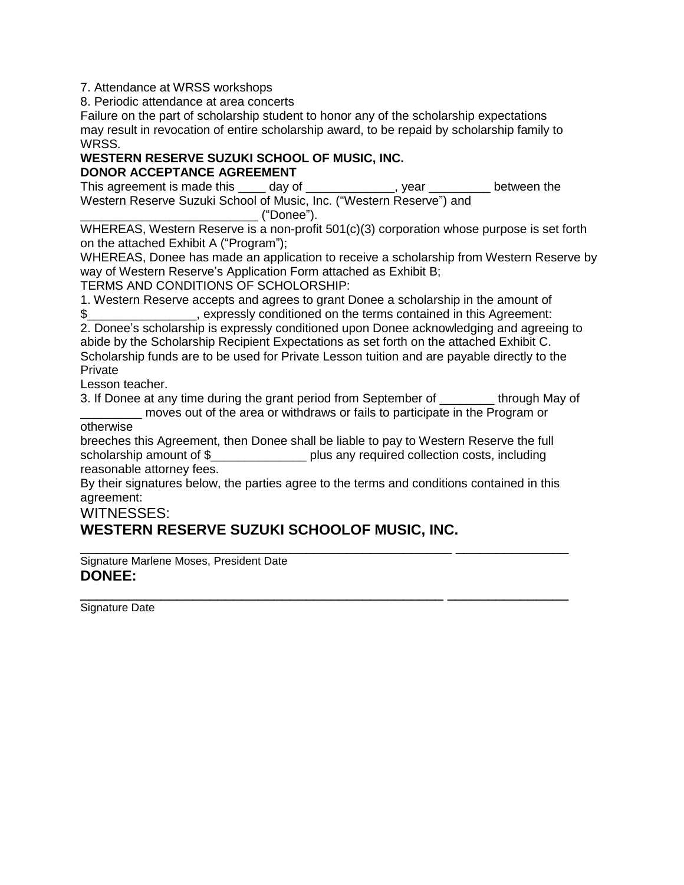7. Attendance at WRSS workshops
8. Periodic attendance at area concerts

Failure on the part of scholarship student to honor any of the scholarship expectations may result in revocation of entire scholarship award, to be repaid by scholarship family to WRSS.

**WESTERN RESERVE SUZUKI SCHOOL OF MUSIC, INC.**
**DONOR ACCEPTANCE AGREEMENT**

This agreement is made this ____ day of _____________, year _________ between the Western Reserve Suzuki School of Music, Inc. ("Western Reserve") and __________________________ ("Donee").

WHEREAS, Western Reserve is a non-profit 501(c)(3) corporation whose purpose is set forth on the attached Exhibit A ("Program");

WHEREAS, Donee has made an application to receive a scholarship from Western Reserve by way of Western Reserve's Application Form attached as Exhibit B;

TERMS AND CONDITIONS OF SCHOLORSHIP:

1. Western Reserve accepts and agrees to grant Donee a scholarship in the amount of $________________, expressly conditioned on the terms contained in this Agreement:
2. Donee's scholarship is expressly conditioned upon Donee acknowledging and agreeing to abide by the Scholarship Recipient Expectations as set forth on the attached Exhibit C. Scholarship funds are to be used for Private Lesson tuition and are payable directly to the Private Lesson teacher.
3. If Donee at any time during the grant period from September of ________ through May of _________ moves out of the area or withdraws or fails to participate in the Program or otherwise breeches this Agreement, then Donee shall be liable to pay to Western Reserve the full scholarship amount of $______________ plus any required collection costs, including reasonable attorney fees.

By their signatures below, the parties agree to the terms and conditions contained in this agreement:

WITNESSES:

**WESTERN RESERVE SUZUKI SCHOOLOF MUSIC, INC.**

_______________________________________________________ ________________

Signature Marlene Moses, President Date

**DONEE:**

_______________________________________________________ ________________

Signature Date